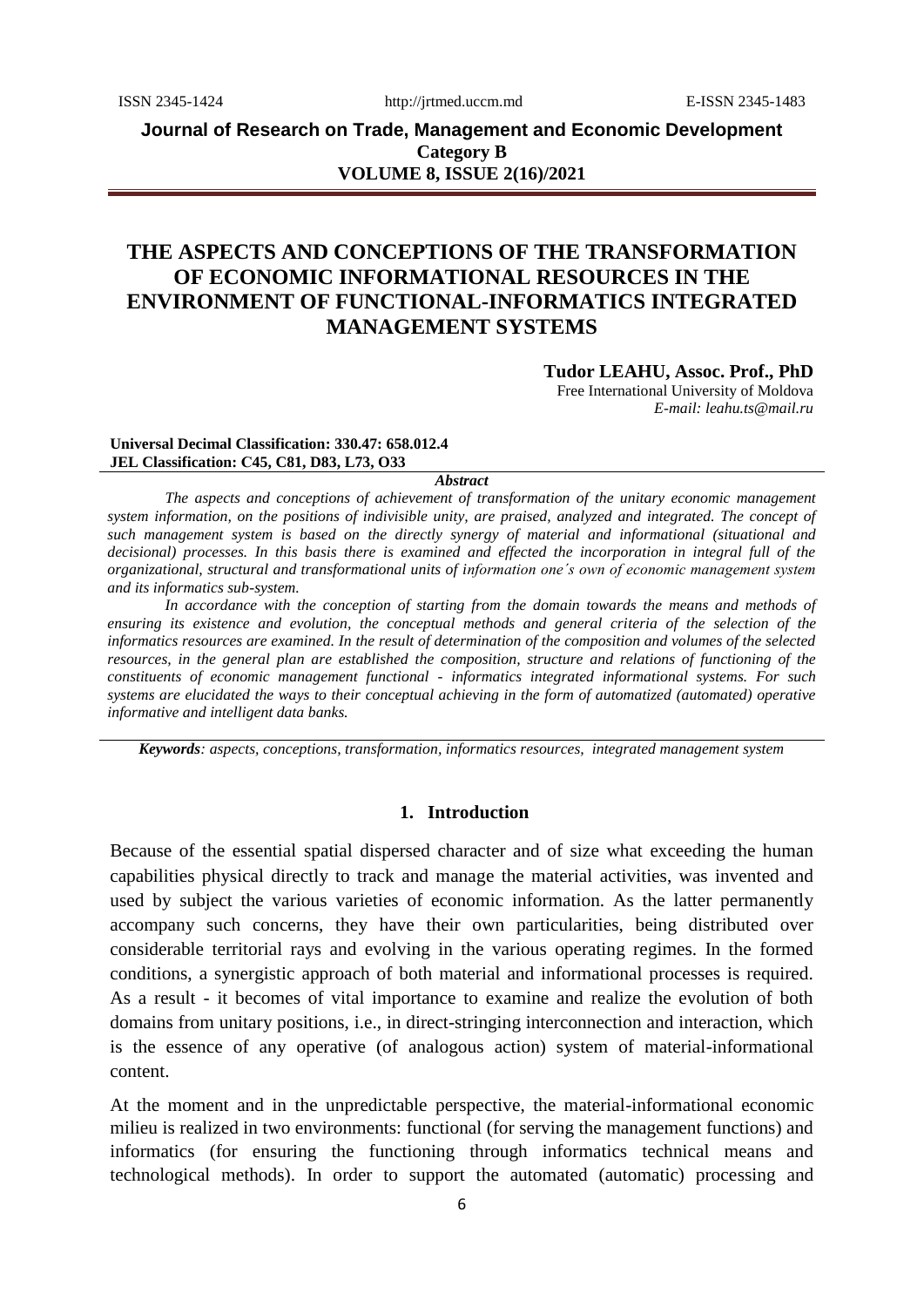# THE ASPECTS AND CONCEPTIONS OF THE TRANSFORMATION OF ECONOMIC INFORMATIONAL RESOURCES IN THE ENVIRONMENT OF FUNCTIONAL-INFORMATICS INTEGRATED MANAGEMENT SYSTEMS

**Tudor LEAHU, Assoc. Prof., PhD**
Free International University of Moldova
*E-mail: leahu.ts@mail.ru*

**Universal Decimal Classification: 330.47: 658.012.4**
**JEL Classification: C45, C81, D83, L73, O33**

***Abstract***

*The aspects and conceptions of achievement of transformation of the unitary economic management system information, on the positions of indivisible unity, are praised, analyzed and integrated. The concept of such management system is based on the directly synergy of material and informational (situational and decisional) processes. In this basis there is examined and effected the incorporation in integral full of the organizational, structural and transformational units of information one´s own of economic management system and its informatics sub-system.*

*In accordance with the conception of starting from the domain towards the means and methods of ensuring its existence and evolution, the conceptual methods and general criteria of the selection of the informatics resources are examined. In the result of determination of the composition and volumes of the selected resources, in the general plan are established the composition, structure and relations of functioning of the constituents of economic management functional - informatics integrated informational systems. For such systems are elucidated the ways to their conceptual achieving in the form of automatized (automated) operative informative and intelligent data banks.*

***Keywords****: aspects, conceptions, transformation, informatics resources, integrated management system*

## 1. Introduction

Because of the essential spatial dispersed character and of size what exceeding the human capabilities physical directly to track and manage the material activities, was invented and used by subject the various varieties of economic information. As the latter permanently accompany such concerns, they have their own particularities, being distributed over considerable territorial rays and evolving in the various operating regimes. In the formed conditions, a synergistic approach of both material and informational processes is required. As a result - it becomes of vital importance to examine and realize the evolution of both domains from unitary positions, i.e., in direct-stringing interconnection and interaction, which is the essence of any operative (of analogous action) system of material-informational content.

At the moment and in the unpredictable perspective, the material-informational economic milieu is realized in two environments: functional (for serving the management functions) and informatics (for ensuring the functioning through informatics technical means and technological methods). In order to support the automated (automatic) processing and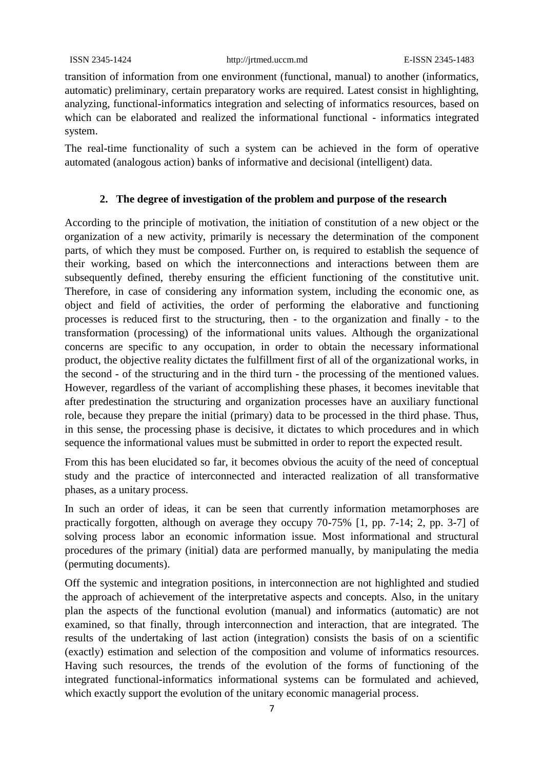transition of information from one environment (functional, manual) to another (informatics, automatic) preliminary, certain preparatory works are required. Latest consist in highlighting, analyzing, functional-informatics integration and selecting of informatics resources, based on which can be elaborated and realized the informational functional - informatics integrated system.

The real-time functionality of such a system can be achieved in the form of operative automated (analogous action) banks of informative and decisional (intelligent) data.

## 2. The degree of investigation of the problem and purpose of the research

According to the principle of motivation, the initiation of constitution of a new object or the organization of a new activity, primarily is necessary the determination of the component parts, of which they must be composed. Further on, is required to establish the sequence of their working, based on which the interconnections and interactions between them are subsequently defined, thereby ensuring the efficient functioning of the constitutive unit. Therefore, in case of considering any information system, including the economic one, as object and field of activities, the order of performing the elaborative and functioning processes is reduced first to the structuring, then - to the organization and finally - to the transformation (processing) of the informational units values. Although the organizational concerns are specific to any occupation, in order to obtain the necessary informational product, the objective reality dictates the fulfillment first of all of the organizational works, in the second - of the structuring and in the third turn - the processing of the mentioned values. However, regardless of the variant of accomplishing these phases, it becomes inevitable that after predestination the structuring and organization processes have an auxiliary functional role, because they prepare the initial (primary) data to be processed in the third phase. Thus, in this sense, the processing phase is decisive, it dictates to which procedures and in which sequence the informational values must be submitted in order to report the expected result.

From this has been elucidated so far, it becomes obvious the acuity of the need of conceptual study and the practice of interconnected and interacted realization of all transformative phases, as a unitary process.

In such an order of ideas, it can be seen that currently information metamorphoses are practically forgotten, although on average they occupy 70-75% [1, pp. 7-14; 2, pp. 3-7] of solving process labor an economic information issue. Most informational and structural procedures of the primary (initial) data are performed manually, by manipulating the media (permuting documents).

Off the systemic and integration positions, in interconnection are not highlighted and studied the approach of achievement of the interpretative aspects and concepts. Also, in the unitary plan the aspects of the functional evolution (manual) and informatics (automatic) are not examined, so that finally, through interconnection and interaction, that are integrated. The results of the undertaking of last action (integration) consists the basis of on a scientific (exactly) estimation and selection of the composition and volume of informatics resources. Having such resources, the trends of the evolution of the forms of functioning of the integrated functional-informatics informational systems can be formulated and achieved, which exactly support the evolution of the unitary economic managerial process.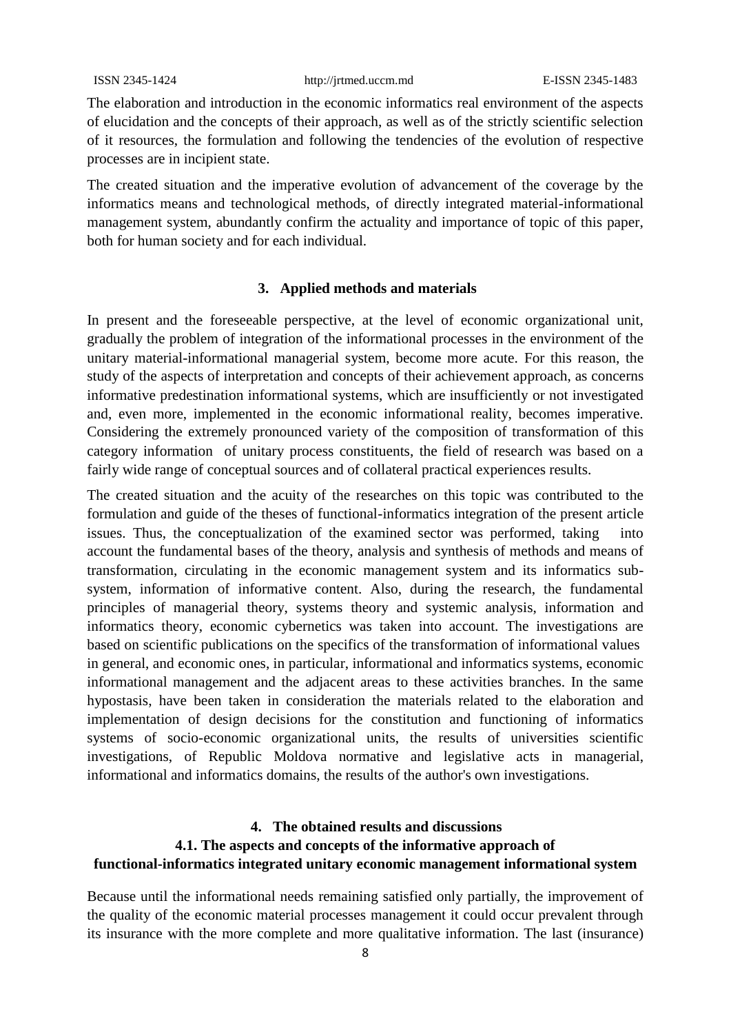The elaboration and introduction in the economic informatics real environment of the aspects of elucidation and the concepts of their approach, as well as of the strictly scientific selection of it resources, the formulation and following the tendencies of the evolution of respective processes are in incipient state.

The created situation and the imperative evolution of advancement of the coverage by the informatics means and technological methods, of directly integrated material-informational management system, abundantly confirm the actuality and importance of topic of this paper, both for human society and for each individual.

## 3. Applied methods and materials

In present and the foreseeable perspective, at the level of economic organizational unit, gradually the problem of integration of the informational processes in the environment of the unitary material-informational managerial system, become more acute. For this reason, the study of the aspects of interpretation and concepts of their achievement approach, as concerns informative predestination informational systems, which are insufficiently or not investigated and, even more, implemented in the economic informational reality, becomes imperative. Considering the extremely pronounced variety of the composition of transformation of this category information of unitary process constituents, the field of research was based on a fairly wide range of conceptual sources and of collateral practical experiences results.

The created situation and the acuity of the researches on this topic was contributed to the formulation and guide of the theses of functional-informatics integration of the present article issues. Thus, the conceptualization of the examined sector was performed, taking into account the fundamental bases of the theory, analysis and synthesis of methods and means of transformation, circulating in the economic management system and its informatics sub-system, information of informative content. Also, during the research, the fundamental principles of managerial theory, systems theory and systemic analysis, information and informatics theory, economic cybernetics was taken into account. The investigations are based on scientific publications on the specifics of the transformation of informational values in general, and economic ones, in particular, informational and informatics systems, economic informational management and the adjacent areas to these activities branches. In the same hypostasis, have been taken in consideration the materials related to the elaboration and implementation of design decisions for the constitution and functioning of informatics systems of socio-economic organizational units, the results of universities scientific investigations, of Republic Moldova normative and legislative acts in managerial, informational and informatics domains, the results of the author's own investigations.

## 4. The obtained results and discussions

### 4.1. The aspects and concepts of the informative approach of functional-informatics integrated unitary economic management informational system

Because until the informational needs remaining satisfied only partially, the improvement of the quality of the economic material processes management it could occur prevalent through its insurance with the more complete and more qualitative information. The last (insurance)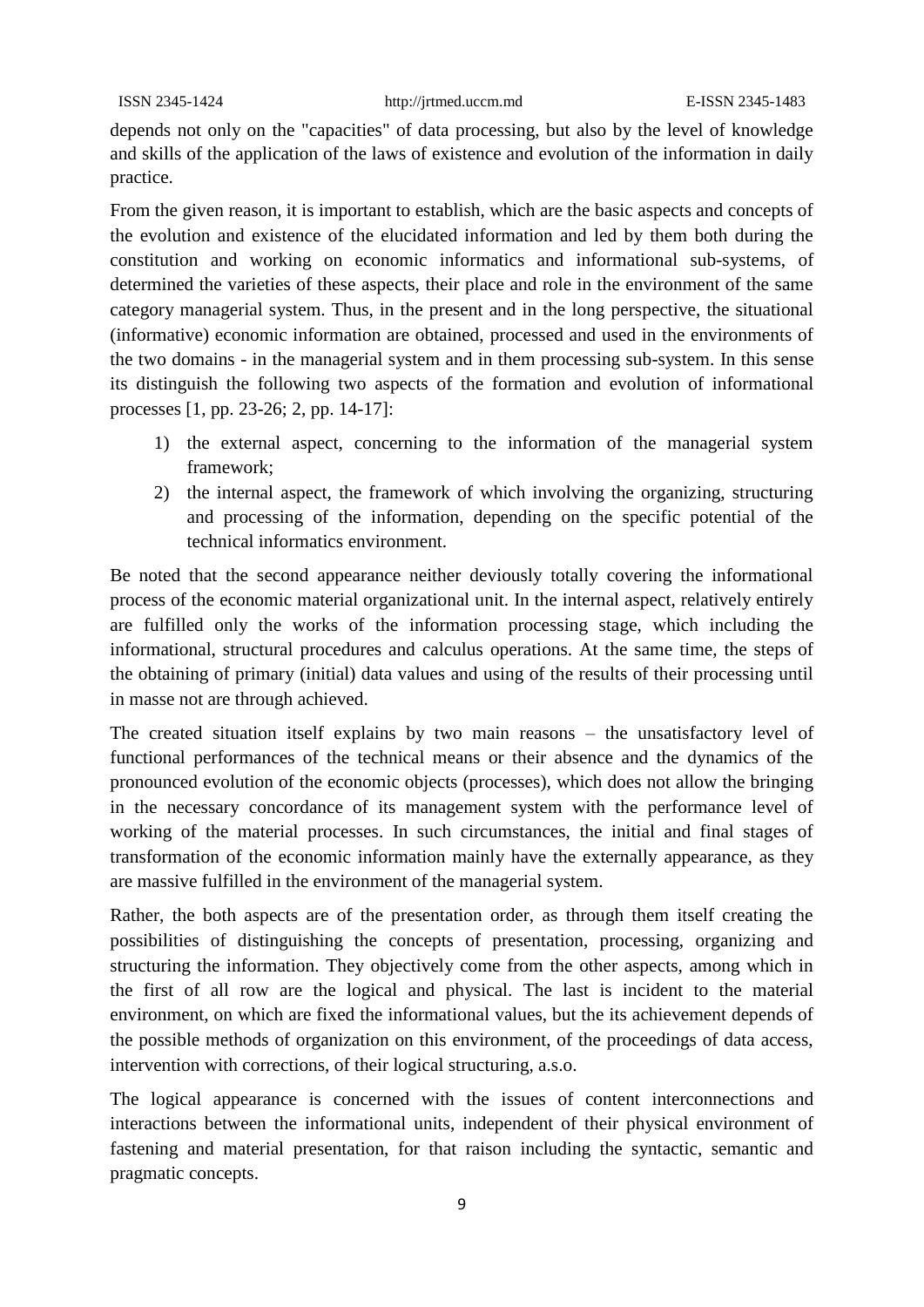depends not only on the "capacities" of data processing, but also by the level of knowledge and skills of the application of the laws of existence and evolution of the information in daily practice.

From the given reason, it is important to establish, which are the basic aspects and concepts of the evolution and existence of the elucidated information and led by them both during the constitution and working on economic informatics and informational sub-systems, of determined the varieties of these aspects, their place and role in the environment of the same category managerial system. Thus, in the present and in the long perspective, the situational (informative) economic information are obtained, processed and used in the environments of the two domains - in the managerial system and in them processing sub-system. In this sense its distinguish the following two aspects of the formation and evolution of informational processes [1, pp. 23-26; 2, pp. 14-17]:

1) the external aspect, concerning to the information of the managerial system framework;
2) the internal aspect, the framework of which involving the organizing, structuring and processing of the information, depending on the specific potential of the technical informatics environment.

Be noted that the second appearance neither deviously totally covering the informational process of the economic material organizational unit. In the internal aspect, relatively entirely are fulfilled only the works of the information processing stage, which including the informational, structural procedures and calculus operations. At the same time, the steps of the obtaining of primary (initial) data values and using of the results of their processing until in masse not are through achieved.

The created situation itself explains by two main reasons – the unsatisfactory level of functional performances of the technical means or their absence and the dynamics of the pronounced evolution of the economic objects (processes), which does not allow the bringing in the necessary concordance of its management system with the performance level of working of the material processes. In such circumstances, the initial and final stages of transformation of the economic information mainly have the externally appearance, as they are massive fulfilled in the environment of the managerial system.

Rather, the both aspects are of the presentation order, as through them itself creating the possibilities of distinguishing the concepts of presentation, processing, organizing and structuring the information. They objectively come from the other aspects, among which in the first of all row are the logical and physical. The last is incident to the material environment, on which are fixed the informational values, but the its achievement depends of the possible methods of organization on this environment, of the proceedings of data access, intervention with corrections, of their logical structuring, a.s.o.

The logical appearance is concerned with the issues of content interconnections and interactions between the informational units, independent of their physical environment of fastening and material presentation, for that raison including the syntactic, semantic and pragmatic concepts.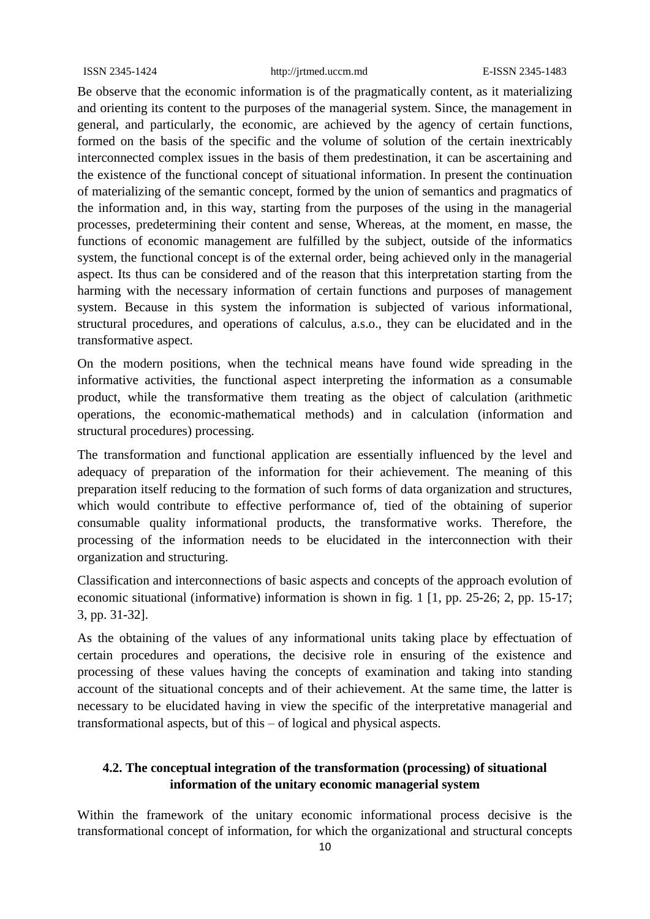Be observe that the economic information is of the pragmatically content, as it materializing and orienting its content to the purposes of the managerial system. Since, the management in general, and particularly, the economic, are achieved by the agency of certain functions, formed on the basis of the specific and the volume of solution of the certain inextricably interconnected complex issues in the basis of them predestination, it can be ascertaining and the existence of the functional concept of situational information. In present the continuation of materializing of the semantic concept, formed by the union of semantics and pragmatics of the information and, in this way, starting from the purposes of the using in the managerial processes, predetermining their content and sense, Whereas, at the moment, en masse, the functions of economic management are fulfilled by the subject, outside of the informatics system, the functional concept is of the external order, being achieved only in the managerial aspect. Its thus can be considered and of the reason that this interpretation starting from the harming with the necessary information of certain functions and purposes of management system. Because in this system the information is subjected of various informational, structural procedures, and operations of calculus, a.s.o., they can be elucidated and in the transformative aspect.

On the modern positions, when the technical means have found wide spreading in the informative activities, the functional aspect interpreting the information as a consumable product, while the transformative them treating as the object of calculation (arithmetic operations, the economic-mathematical methods) and in calculation (information and structural procedures) processing.

The transformation and functional application are essentially influenced by the level and adequacy of preparation of the information for their achievement. The meaning of this preparation itself reducing to the formation of such forms of data organization and structures, which would contribute to effective performance of, tied of the obtaining of superior consumable quality informational products, the transformative works. Therefore, the processing of the information needs to be elucidated in the interconnection with their organization and structuring.

Classification and interconnections of basic aspects and concepts of the approach evolution of economic situational (informative) information is shown in fig. 1 [1, pp. 25-26; 2, pp. 15-17; 3, pp. 31-32].

As the obtaining of the values of any informational units taking place by effectuation of certain procedures and operations, the decisive role in ensuring of the existence and processing of these values having the concepts of examination and taking into standing account of the situational concepts and of their achievement. At the same time, the latter is necessary to be elucidated having in view the specific of the interpretative managerial and transformational aspects, but of this – of logical and physical aspects.

### 4.2. The conceptual integration of the transformation (processing) of situational information of the unitary economic managerial system

Within the framework of the unitary economic informational process decisive is the transformational concept of information, for which the organizational and structural concepts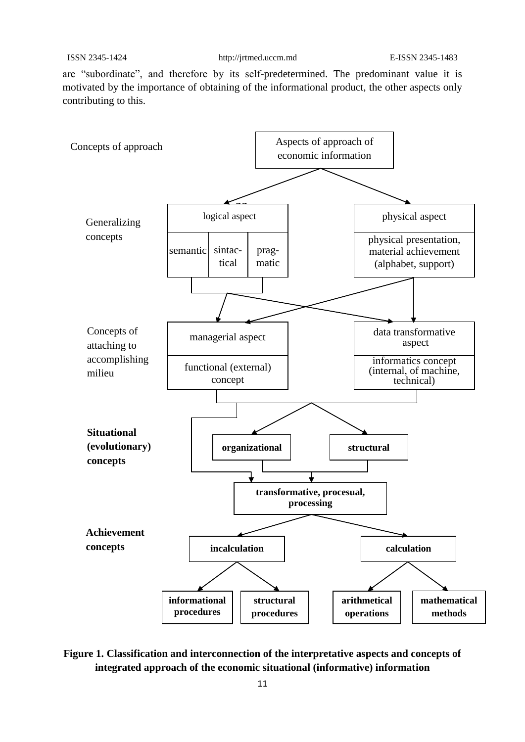are "subordinate", and therefore by its self-predetermined. The predominant value it is motivated by the importance of obtaining of the informational product, the other aspects only contributing to this.

Concepts of approach — Aspects of approach of economic information

Generalizing concepts — logical aspect (semantic, sintac-tical, prag-matic); physical aspect (physical presentation, material achievement (alphabet, support))

Concepts of attaching to accomplishing milieu — managerial aspect (functional (external) concept); data transformative aspect (informatics concept (internal, of machine, technical))

**Situational (evolutionary) concepts** — **organizational**; **structural**; **transformative, procesual, processing**

**Achievement concepts** — **incalculation** (**informational procedures**, **structural procedures**); **calculation** (**arithmetical operations**, **mathematical methods**)

**Figure 1. Classification and interconnection of the interpretative aspects and concepts of integrated approach of the economic situational (informative) information**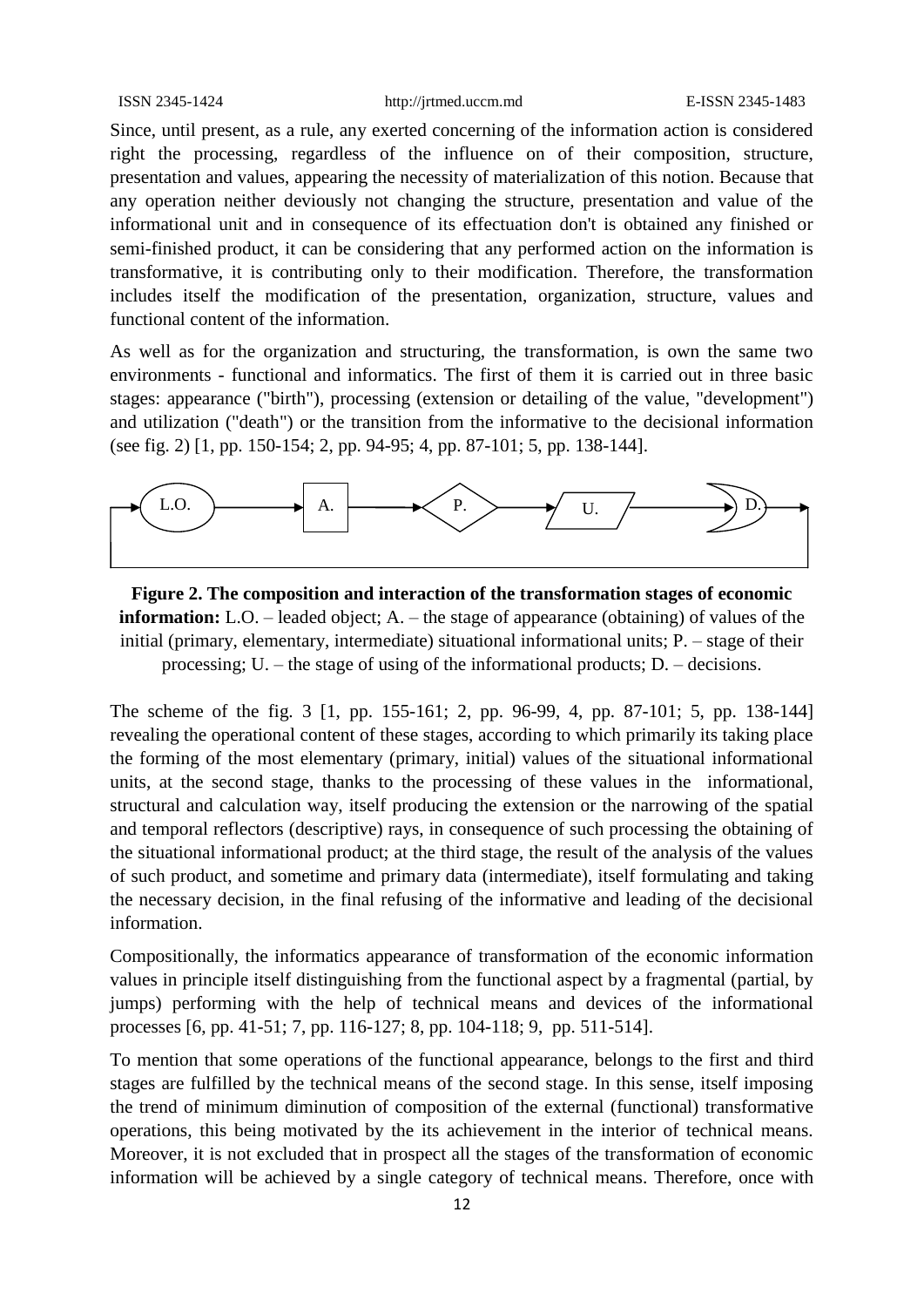Since, until present, as a rule, any exerted concerning of the information action is considered right the processing, regardless of the influence on of their composition, structure, presentation and values, appearing the necessity of materialization of this notion. Because that any operation neither deviously not changing the structure, presentation and value of the informational unit and in consequence of its effectuation don't is obtained any finished or semi-finished product, it can be considering that any performed action on the information is transformative, it is contributing only to their modification. Therefore, the transformation includes itself the modification of the presentation, organization, structure, values and functional content of the information.

As well as for the organization and structuring, the transformation, is own the same two environments - functional and informatics. The first of them it is carried out in three basic stages: appearance ("birth"), processing (extension or detailing of the value, "development") and utilization ("death") or the transition from the informative to the decisional information (see fig. 2) [1, pp. 150-154; 2, pp. 94-95; 4, pp. 87-101; 5, pp. 138-144].

L.O. → A. → P. → U. → D.

**Figure 2. The composition and interaction of the transformation stages of economic information:** L.O. – leaded object; A. – the stage of appearance (obtaining) of values of the initial (primary, elementary, intermediate) situational informational units; P. – stage of their processing; U. – the stage of using of the informational products; D. – decisions.

The scheme of the fig. 3 [1, pp. 155-161; 2, pp. 96-99, 4, pp. 87-101; 5, pp. 138-144] revealing the operational content of these stages, according to which primarily its taking place the forming of the most elementary (primary, initial) values of the situational informational units, at the second stage, thanks to the processing of these values in the informational, structural and calculation way, itself producing the extension or the narrowing of the spatial and temporal reflectors (descriptive) rays, in consequence of such processing the obtaining of the situational informational product; at the third stage, the result of the analysis of the values of such product, and sometime and primary data (intermediate), itself formulating and taking the necessary decision, in the final refusing of the informative and leading of the decisional information.

Compositionally, the informatics appearance of transformation of the economic information values in principle itself distinguishing from the functional aspect by a fragmental (partial, by jumps) performing with the help of technical means and devices of the informational processes [6, pp. 41-51; 7, pp. 116-127; 8, pp. 104-118; 9, pp. 511-514].

To mention that some operations of the functional appearance, belongs to the first and third stages are fulfilled by the technical means of the second stage. In this sense, itself imposing the trend of minimum diminution of composition of the external (functional) transformative operations, this being motivated by the its achievement in the interior of technical means. Moreover, it is not excluded that in prospect all the stages of the transformation of economic information will be achieved by a single category of technical means. Therefore, once with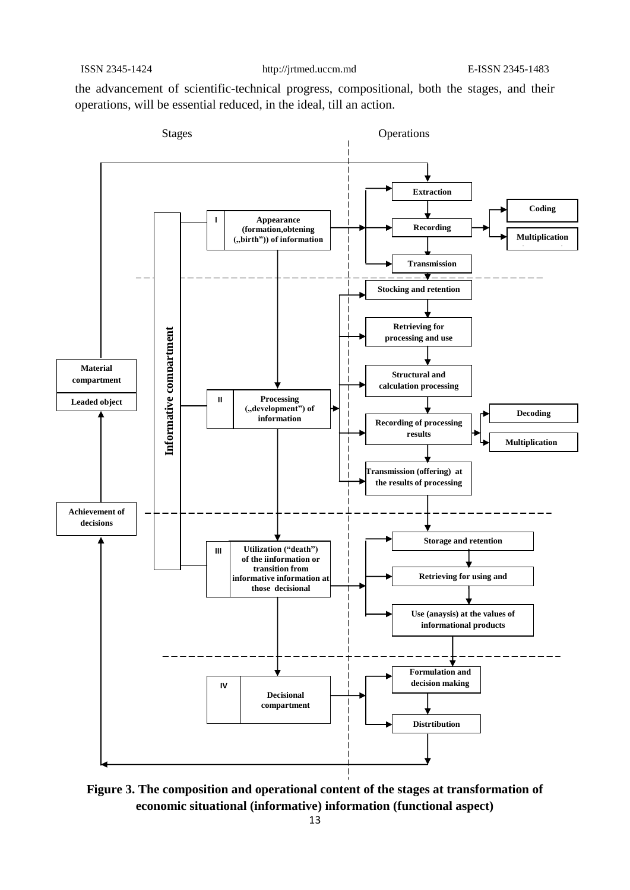the advancement of scientific-technical progress, compositional, both the stages, and their operations, will be essential reduced, in the ideal, till an action.

Stages | Operations

Material compartment

Leaded object

Achievement of decisions

Informative compartment

I — Appearance (formation,obtening („birth")) of information

- Extraction
- Recording
  - Coding
  - Multiplication
- Transmission

II — Processing („development") of information

- Stocking and retention
- Retrieving for processing and use
- Structural and calculation processing
- Recording of processing results
  - Decoding
  - Multiplication
- Transmission (offering) at the results of processing

III — Utilization ("death") of the iinformation or transition from informative information at those decisional

- Storage and retention
- Retrieving for using and
- Use (anaysis) at the values of informational products

IV — Decisional compartment

- Formulation and decision making
- Distrtibution

**Figure 3. The composition and operational content of the stages at transformation of economic situational (informative) information (functional aspect)**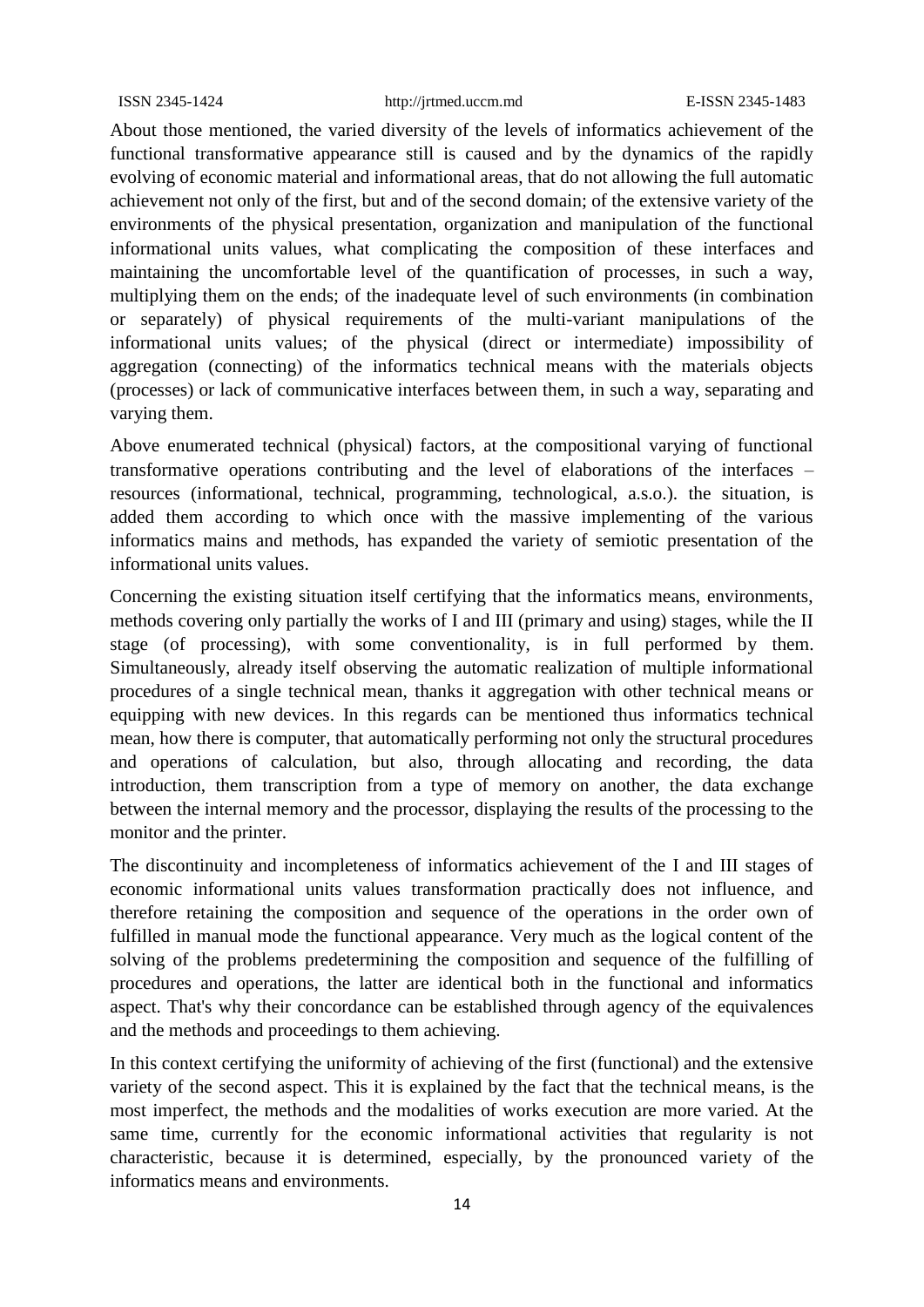About those mentioned, the varied diversity of the levels of informatics achievement of the functional transformative appearance still is caused and by the dynamics of the rapidly evolving of economic material and informational areas, that do not allowing the full automatic achievement not only of the first, but and of the second domain; of the extensive variety of the environments of the physical presentation, organization and manipulation of the functional informational units values, what complicating the composition of these interfaces and maintaining the uncomfortable level of the quantification of processes, in such a way, multiplying them on the ends; of the inadequate level of such environments (in combination or separately) of physical requirements of the multi-variant manipulations of the informational units values; of the physical (direct or intermediate) impossibility of aggregation (connecting) of the informatics technical means with the materials objects (processes) or lack of communicative interfaces between them, in such a way, separating and varying them.

Above enumerated technical (physical) factors, at the compositional varying of functional transformative operations contributing and the level of elaborations of the interfaces – resources (informational, technical, programming, technological, a.s.o.). the situation, is added them according to which once with the massive implementing of the various informatics mains and methods, has expanded the variety of semiotic presentation of the informational units values.

Concerning the existing situation itself certifying that the informatics means, environments, methods covering only partially the works of I and III (primary and using) stages, while the II stage (of processing), with some conventionality, is in full performed by them. Simultaneously, already itself observing the automatic realization of multiple informational procedures of a single technical mean, thanks it aggregation with other technical means or equipping with new devices. In this regards can be mentioned thus informatics technical mean, how there is computer, that automatically performing not only the structural procedures and operations of calculation, but also, through allocating and recording, the data introduction, them transcription from a type of memory on another, the data exchange between the internal memory and the processor, displaying the results of the processing to the monitor and the printer.

The discontinuity and incompleteness of informatics achievement of the I and III stages of economic informational units values transformation practically does not influence, and therefore retaining the composition and sequence of the operations in the order own of fulfilled in manual mode the functional appearance. Very much as the logical content of the solving of the problems predetermining the composition and sequence of the fulfilling of procedures and operations, the latter are identical both in the functional and informatics aspect. That's why their concordance can be established through agency of the equivalences and the methods and proceedings to them achieving.

In this context certifying the uniformity of achieving of the first (functional) and the extensive variety of the second aspect. This it is explained by the fact that the technical means, is the most imperfect, the methods and the modalities of works execution are more varied. At the same time, currently for the economic informational activities that regularity is not characteristic, because it is determined, especially, by the pronounced variety of the informatics means and environments.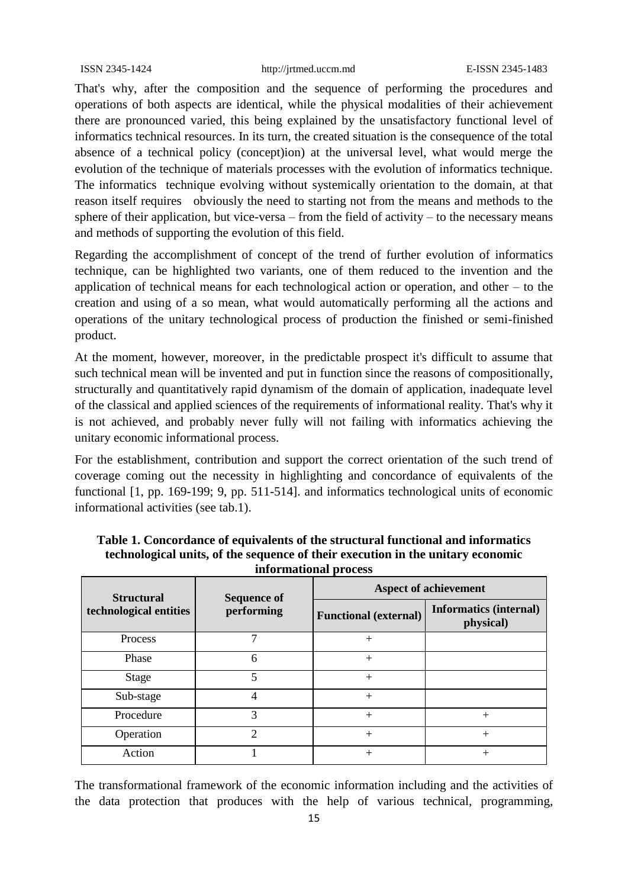That's why, after the composition and the sequence of performing the procedures and operations of both aspects are identical, while the physical modalities of their achievement there are pronounced varied, this being explained by the unsatisfactory functional level of informatics technical resources. In its turn, the created situation is the consequence of the total absence of a technical policy (concept)ion) at the universal level, what would merge the evolution of the technique of materials processes with the evolution of informatics technique. The informatics technique evolving without systemically orientation to the domain, at that reason itself requires obviously the need to starting not from the means and methods to the sphere of their application, but vice-versa – from the field of activity – to the necessary means and methods of supporting the evolution of this field.

Regarding the accomplishment of concept of the trend of further evolution of informatics technique, can be highlighted two variants, one of them reduced to the invention and the application of technical means for each technological action or operation, and other – to the creation and using of a so mean, what would automatically performing all the actions and operations of the unitary technological process of production the finished or semi-finished product.

At the moment, however, moreover, in the predictable prospect it's difficult to assume that such technical mean will be invented and put in function since the reasons of compositionally, structurally and quantitatively rapid dynamism of the domain of application, inadequate level of the classical and applied sciences of the requirements of informational reality. That's why it is not achieved, and probably never fully will not failing with informatics achieving the unitary economic informational process.

For the establishment, contribution and support the correct orientation of the such trend of coverage coming out the necessity in highlighting and concordance of equivalents of the functional [1, pp. 169-199; 9, pp. 511-514]. and informatics technological units of economic informational activities (see tab.1).

**Table 1. Concordance of equivalents of the structural functional and informatics technological units, of the sequence of their execution in the unitary economic informational process**

| Structural technological entities | Sequence of performing | Aspect of achievement | |
|---|---|---|---|
| | | Functional (external) | Informatics (internal) physical) |
| Process | 7 | + | |
| Phase | 6 | + | |
| Stage | 5 | + | |
| Sub-stage | 4 | + | |
| Procedure | 3 | + | + |
| Operation | 2 | + | + |
| Action | 1 | + | + |

The transformational framework of the economic information including and the activities of the data protection that produces with the help of various technical, programming,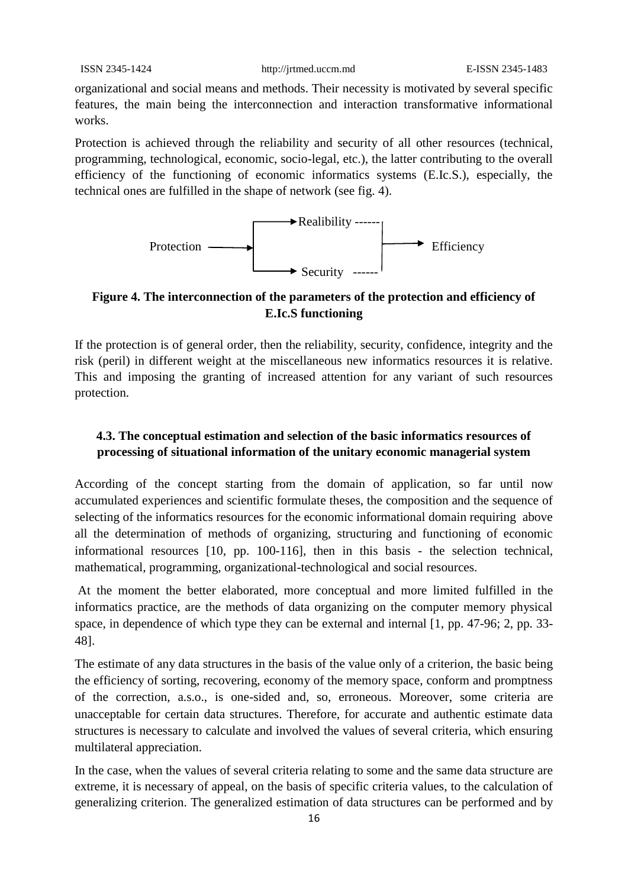organizational and social means and methods. Their necessity is motivated by several specific features, the main being the interconnection and interaction transformative informational works.

Protection is achieved through the reliability and security of all other resources (technical, programming, technological, economic, socio-legal, etc.), the latter contributing to the overall efficiency of the functioning of economic informatics systems (E.Ic.S.), especially, the technical ones are fulfilled in the shape of network (see fig. 4).

```
                    ┌──────► Realibility ------┐
Protection ────────►│                          │───────► Efficiency
                    └──────► Security   ------┘
```

**Figure 4. The interconnection of the parameters of the protection and efficiency of E.Ic.S functioning**

If the protection is of general order, then the reliability, security, confidence, integrity and the risk (peril) in different weight at the miscellaneous new informatics resources it is relative. This and imposing the granting of increased attention for any variant of such resources protection.

### 4.3. The conceptual estimation and selection of the basic informatics resources of processing of situational information of the unitary economic managerial system

According of the concept starting from the domain of application, so far until now accumulated experiences and scientific formulate theses, the composition and the sequence of selecting of the informatics resources for the economic informational domain requiring above all the determination of methods of organizing, structuring and functioning of economic informational resources [10, pp. 100-116], then in this basis - the selection technical, mathematical, programming, organizational-technological and social resources.

At the moment the better elaborated, more conceptual and more limited fulfilled in the informatics practice, are the methods of data organizing on the computer memory physical space, in dependence of which type they can be external and internal [1, pp. 47-96; 2, pp. 33-48].

The estimate of any data structures in the basis of the value only of a criterion, the basic being the efficiency of sorting, recovering, economy of the memory space, conform and promptness of the correction, a.s.o., is one-sided and, so, erroneous. Moreover, some criteria are unacceptable for certain data structures. Therefore, for accurate and authentic estimate data structures is necessary to calculate and involved the values of several criteria, which ensuring multilateral appreciation.

In the case, when the values of several criteria relating to some and the same data structure are extreme, it is necessary of appeal, on the basis of specific criteria values, to the calculation of generalizing criterion. The generalized estimation of data structures can be performed and by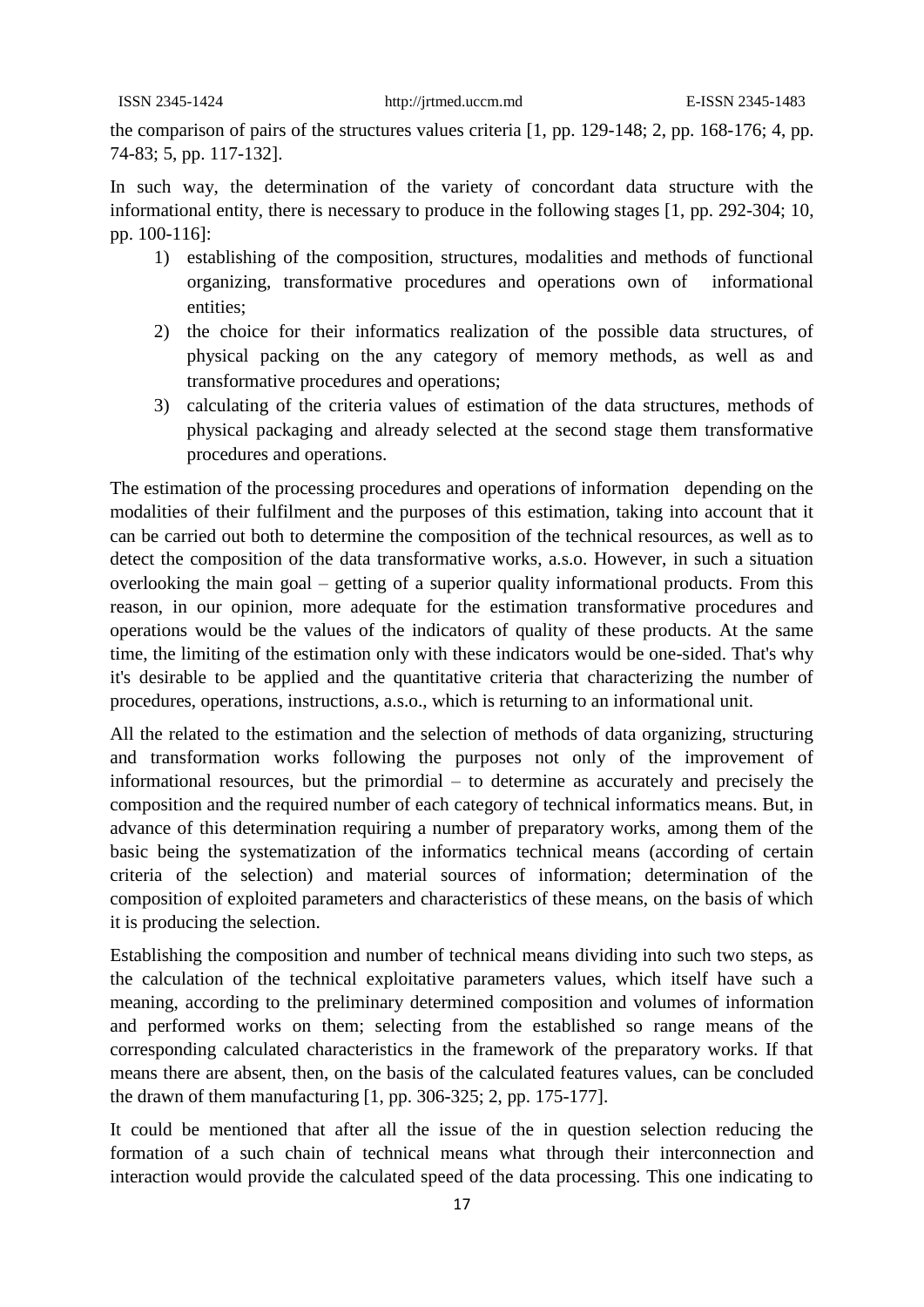the comparison of pairs of the structures values criteria [1, pp. 129-148; 2, pp. 168-176; 4, pp. 74-83; 5, pp. 117-132].

In such way, the determination of the variety of concordant data structure with the informational entity, there is necessary to produce in the following stages [1, pp. 292-304; 10, pp. 100-116]:

1) establishing of the composition, structures, modalities and methods of functional organizing, transformative procedures and operations own of informational entities;
2) the choice for their informatics realization of the possible data structures, of physical packing on the any category of memory methods, as well as and transformative procedures and operations;
3) calculating of the criteria values of estimation of the data structures, methods of physical packaging and already selected at the second stage them transformative procedures and operations.

The estimation of the processing procedures and operations of information depending on the modalities of their fulfilment and the purposes of this estimation, taking into account that it can be carried out both to determine the composition of the technical resources, as well as to detect the composition of the data transformative works, a.s.o. However, in such a situation overlooking the main goal – getting of a superior quality informational products. From this reason, in our opinion, more adequate for the estimation transformative procedures and operations would be the values of the indicators of quality of these products. At the same time, the limiting of the estimation only with these indicators would be one-sided. That's why it's desirable to be applied and the quantitative criteria that characterizing the number of procedures, operations, instructions, a.s.o., which is returning to an informational unit.

All the related to the estimation and the selection of methods of data organizing, structuring and transformation works following the purposes not only of the improvement of informational resources, but the primordial – to determine as accurately and precisely the composition and the required number of each category of technical informatics means. But, in advance of this determination requiring a number of preparatory works, among them of the basic being the systematization of the informatics technical means (according of certain criteria of the selection) and material sources of information; determination of the composition of exploited parameters and characteristics of these means, on the basis of which it is producing the selection.

Establishing the composition and number of technical means dividing into such two steps, as the calculation of the technical exploitative parameters values, which itself have such a meaning, according to the preliminary determined composition and volumes of information and performed works on them; selecting from the established so range means of the corresponding calculated characteristics in the framework of the preparatory works. If that means there are absent, then, on the basis of the calculated features values, can be concluded the drawn of them manufacturing [1, pp. 306-325; 2, pp. 175-177].

It could be mentioned that after all the issue of the in question selection reducing the formation of a such chain of technical means what through their interconnection and interaction would provide the calculated speed of the data processing. This one indicating to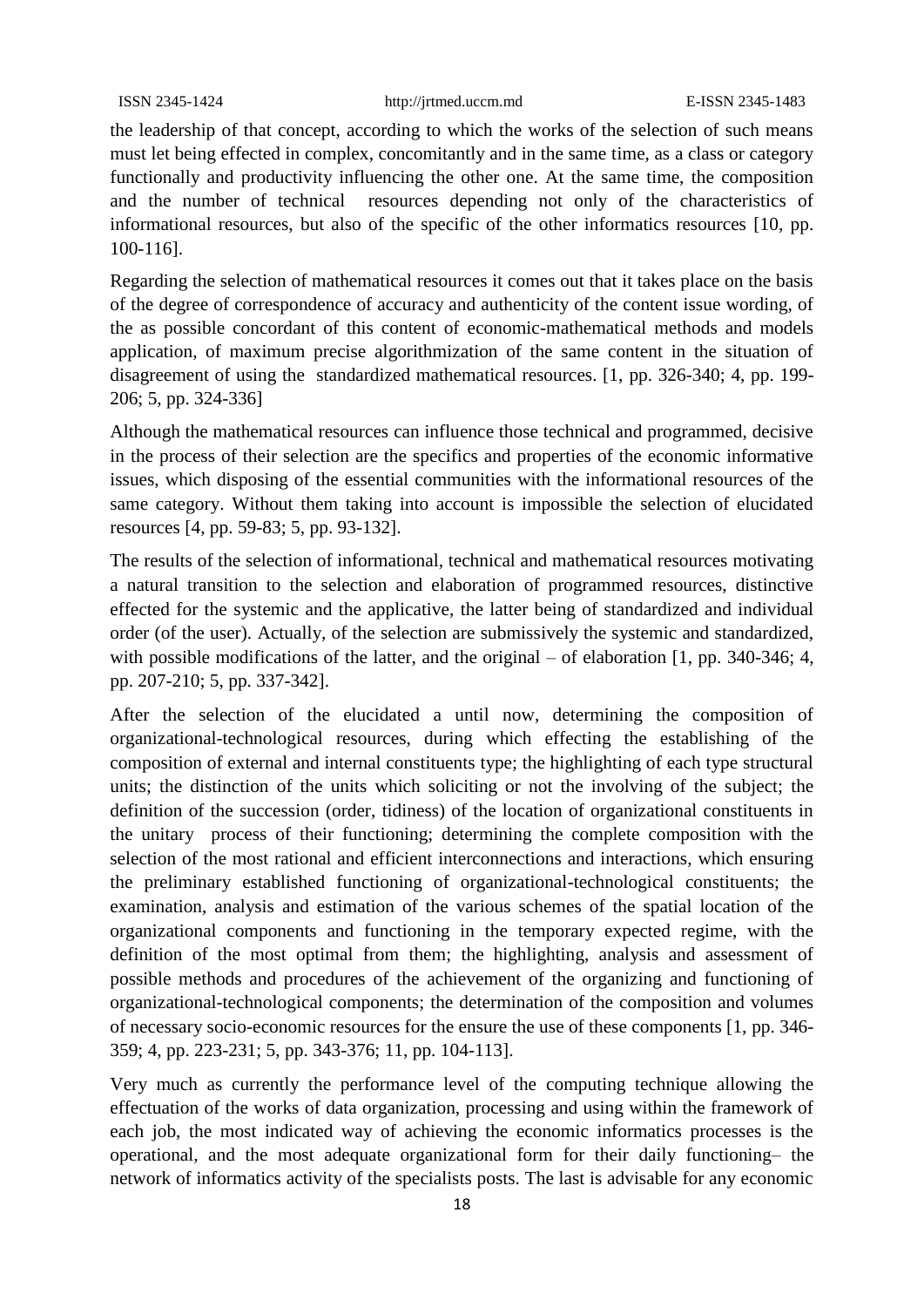the leadership of that concept, according to which the works of the selection of such means must let being effected in complex, concomitantly and in the same time, as a class or category functionally and productivity influencing the other one. At the same time, the composition and the number of technical resources depending not only of the characteristics of informational resources, but also of the specific of the other informatics resources [10, pp. 100-116].

Regarding the selection of mathematical resources it comes out that it takes place on the basis of the degree of correspondence of accuracy and authenticity of the content issue wording, of the as possible concordant of this content of economic-mathematical methods and models application, of maximum precise algorithmization of the same content in the situation of disagreement of using the standardized mathematical resources. [1, pp. 326-340; 4, pp. 199-206; 5, pp. 324-336]

Although the mathematical resources can influence those technical and programmed, decisive in the process of their selection are the specifics and properties of the economic informative issues, which disposing of the essential communities with the informational resources of the same category. Without them taking into account is impossible the selection of elucidated resources [4, pp. 59-83; 5, pp. 93-132].

The results of the selection of informational, technical and mathematical resources motivating a natural transition to the selection and elaboration of programmed resources, distinctive effected for the systemic and the applicative, the latter being of standardized and individual order (of the user). Actually, of the selection are submissively the systemic and standardized, with possible modifications of the latter, and the original – of elaboration [1, pp. 340-346; 4, pp. 207-210; 5, pp. 337-342].

After the selection of the elucidated a until now, determining the composition of organizational-technological resources, during which effecting the establishing of the composition of external and internal constituents type; the highlighting of each type structural units; the distinction of the units which soliciting or not the involving of the subject; the definition of the succession (order, tidiness) of the location of organizational constituents in the unitary process of their functioning; determining the complete composition with the selection of the most rational and efficient interconnections and interactions, which ensuring the preliminary established functioning of organizational-technological constituents; the examination, analysis and estimation of the various schemes of the spatial location of the organizational components and functioning in the temporary expected regime, with the definition of the most optimal from them; the highlighting, analysis and assessment of possible methods and procedures of the achievement of the organizing and functioning of organizational-technological components; the determination of the composition and volumes of necessary socio-economic resources for the ensure the use of these components [1, pp. 346-359; 4, pp. 223-231; 5, pp. 343-376; 11, pp. 104-113].

Very much as currently the performance level of the computing technique allowing the effectuation of the works of data organization, processing and using within the framework of each job, the most indicated way of achieving the economic informatics processes is the operational, and the most adequate organizational form for their daily functioning– the network of informatics activity of the specialists posts. The last is advisable for any economic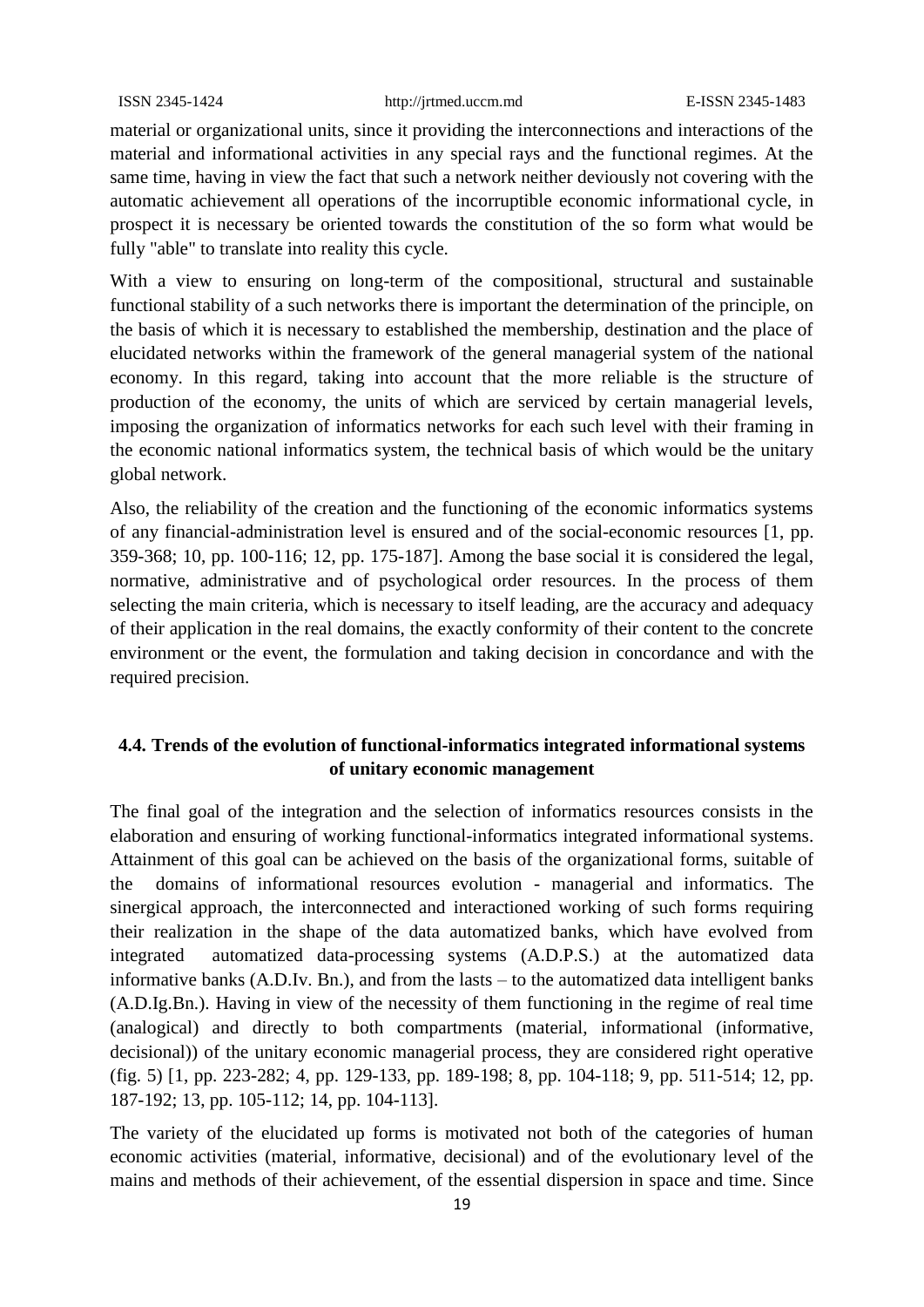material or organizational units, since it providing the interconnections and interactions of the material and informational activities in any special rays and the functional regimes. At the same time, having in view the fact that such a network neither deviously not covering with the automatic achievement all operations of the incorruptible economic informational cycle, in prospect it is necessary be oriented towards the constitution of the so form what would be fully "able" to translate into reality this cycle.

With a view to ensuring on long-term of the compositional, structural and sustainable functional stability of a such networks there is important the determination of the principle, on the basis of which it is necessary to established the membership, destination and the place of elucidated networks within the framework of the general managerial system of the national economy. In this regard, taking into account that the more reliable is the structure of production of the economy, the units of which are serviced by certain managerial levels, imposing the organization of informatics networks for each such level with their framing in the economic national informatics system, the technical basis of which would be the unitary global network.

Also, the reliability of the creation and the functioning of the economic informatics systems of any financial-administration level is ensured and of the social-economic resources [1, pp. 359-368; 10, pp. 100-116; 12, pp. 175-187]. Among the base social it is considered the legal, normative, administrative and of psychological order resources. In the process of them selecting the main criteria, which is necessary to itself leading, are the accuracy and adequacy of their application in the real domains, the exactly conformity of their content to the concrete environment or the event, the formulation and taking decision in concordance and with the required precision.

### 4.4. Trends of the evolution of functional-informatics integrated informational systems of unitary economic management

The final goal of the integration and the selection of informatics resources consists in the elaboration and ensuring of working functional-informatics integrated informational systems. Attainment of this goal can be achieved on the basis of the organizational forms, suitable of the domains of informational resources evolution - managerial and informatics. The sinergical approach, the interconnected and interactioned working of such forms requiring their realization in the shape of the data automatized banks, which have evolved from integrated automatized data-processing systems (A.D.P.S.) at the automatized data informative banks (A.D.Iv. Bn.), and from the lasts – to the automatized data intelligent banks (A.D.Ig.Bn.). Having in view of the necessity of them functioning in the regime of real time (analogical) and directly to both compartments (material, informational (informative, decisional)) of the unitary economic managerial process, they are considered right operative (fig. 5) [1, pp. 223-282; 4, pp. 129-133, pp. 189-198; 8, pp. 104-118; 9, pp. 511-514; 12, pp. 187-192; 13, pp. 105-112; 14, pp. 104-113].

The variety of the elucidated up forms is motivated not both of the categories of human economic activities (material, informative, decisional) and of the evolutionary level of the mains and methods of their achievement, of the essential dispersion in space and time. Since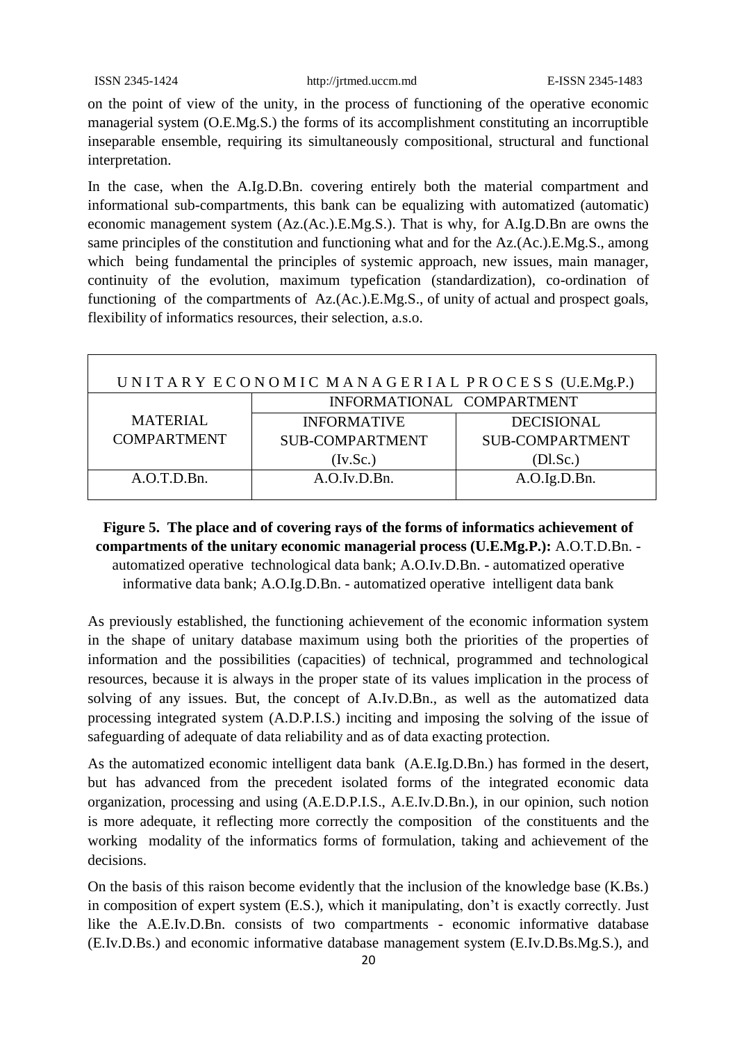on the point of view of the unity, in the process of functioning of the operative economic managerial system (O.E.Mg.S.) the forms of its accomplishment constituting an incorruptible inseparable ensemble, requiring its simultaneously compositional, structural and functional interpretation.

In the case, when the A.Ig.D.Bn. covering entirely both the material compartment and informational sub-compartments, this bank can be equalizing with automatized (automatic) economic management system (Az.(Ac.).E.Mg.S.). That is why, for A.Ig.D.Bn are owns the same principles of the constitution and functioning what and for the Az.(Ac.).E.Mg.S., among which being fundamental the principles of systemic approach, new issues, main manager, continuity of the evolution, maximum typefication (standardization), co-ordination of functioning of the compartments of Az.(Ac.).E.Mg.S., of unity of actual and prospect goals, flexibility of informatics resources, their selection, a.s.o.

| UNITARY ECONOMIC MANAGERIAL PROCESS (U.E.Mg.P.) | | |
|---|---|---|
| MATERIAL COMPARTMENT | INFORMATIONAL COMPARTMENT | |
| | INFORMATIVE SUB-COMPARTMENT (Iv.Sc.) | DECISIONAL SUB-COMPARTMENT (Dl.Sc.) |
| A.O.T.D.Bn. | A.O.Iv.D.Bn. | A.O.Ig.D.Bn. |

**Figure 5. The place and of covering rays of the forms of informatics achievement of compartments of the unitary economic managerial process (U.E.Mg.P.):** A.O.T.D.Bn. - automatized operative technological data bank; A.O.Iv.D.Bn. - automatized operative informative data bank; A.O.Ig.D.Bn. - automatized operative intelligent data bank

As previously established, the functioning achievement of the economic information system in the shape of unitary database maximum using both the priorities of the properties of information and the possibilities (capacities) of technical, programmed and technological resources, because it is always in the proper state of its values implication in the process of solving of any issues. But, the concept of A.Iv.D.Bn., as well as the automatized data processing integrated system (A.D.P.I.S.) inciting and imposing the solving of the issue of safeguarding of adequate of data reliability and as of data exacting protection.

As the automatized economic intelligent data bank (A.E.Ig.D.Bn.) has formed in the desert, but has advanced from the precedent isolated forms of the integrated economic data organization, processing and using (A.E.D.P.I.S., A.E.Iv.D.Bn.), in our opinion, such notion is more adequate, it reflecting more correctly the composition of the constituents and the working modality of the informatics forms of formulation, taking and achievement of the decisions.

On the basis of this raison become evidently that the inclusion of the knowledge base (K.Bs.) in composition of expert system (E.S.), which it manipulating, don't is exactly correctly. Just like the A.E.Iv.D.Bn. consists of two compartments - economic informative database (E.Iv.D.Bs.) and economic informative database management system (E.Iv.D.Bs.Mg.S.), and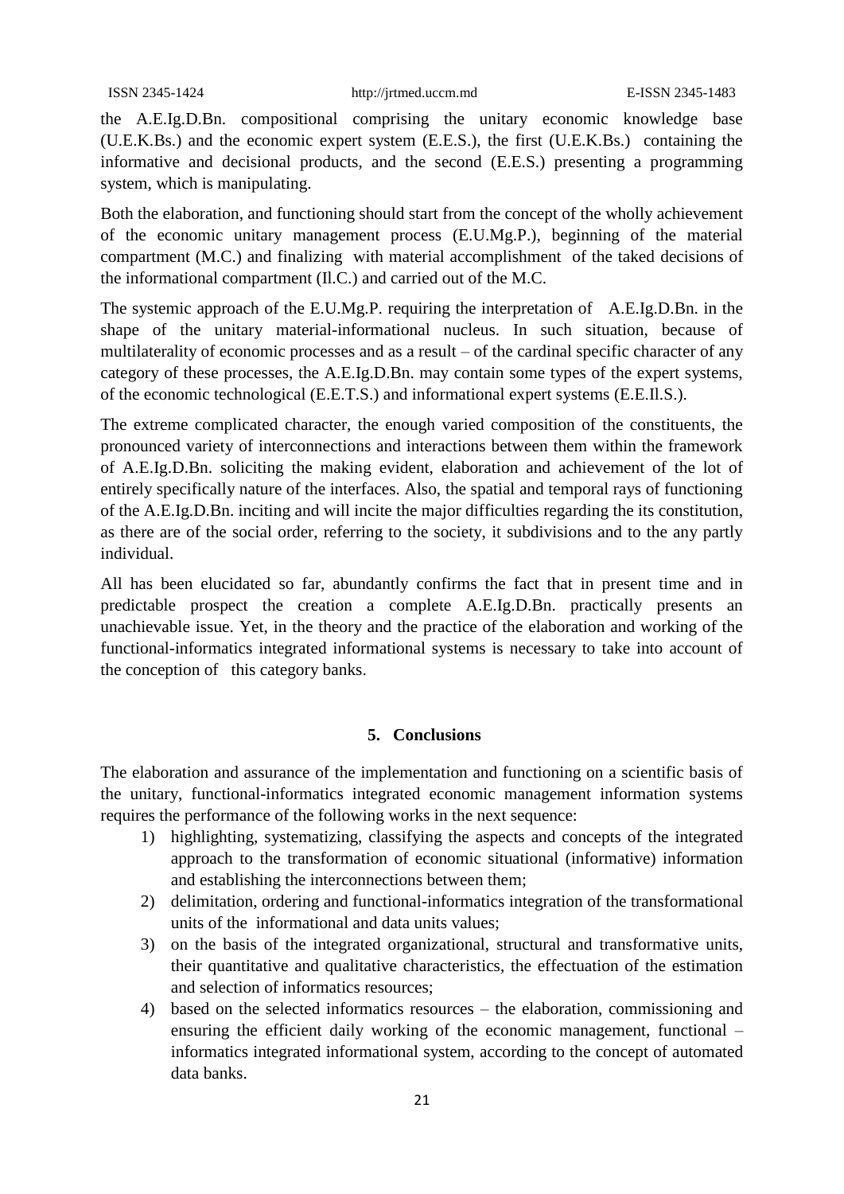the A.E.Ig.D.Bn. compositional comprising the unitary economic knowledge base (U.E.K.Bs.) and the economic expert system (E.E.S.), the first (U.E.K.Bs.) containing the informative and decisional products, and the second (E.E.S.) presenting a programming system, which is manipulating.

Both the elaboration, and functioning should start from the concept of the wholly achievement of the economic unitary management process (E.U.Mg.P.), beginning of the material compartment (M.C.) and finalizing with material accomplishment of the taked decisions of the informational compartment (Il.C.) and carried out of the M.C.

The systemic approach of the E.U.Mg.P. requiring the interpretation of A.E.Ig.D.Bn. in the shape of the unitary material-informational nucleus. In such situation, because of multilaterality of economic processes and as a result – of the cardinal specific character of any category of these processes, the A.E.Ig.D.Bn. may contain some types of the expert systems, of the economic technological (E.E.T.S.) and informational expert systems (E.E.Il.S.).

The extreme complicated character, the enough varied composition of the constituents, the pronounced variety of interconnections and interactions between them within the framework of A.E.Ig.D.Bn. soliciting the making evident, elaboration and achievement of the lot of entirely specifically nature of the interfaces. Also, the spatial and temporal rays of functioning of the A.E.Ig.D.Bn. inciting and will incite the major difficulties regarding the its constitution, as there are of the social order, referring to the society, it subdivisions and to the any partly individual.

All has been elucidated so far, abundantly confirms the fact that in present time and in predictable prospect the creation a complete A.E.Ig.D.Bn. practically presents an unachievable issue. Yet, in the theory and the practice of the elaboration and working of the functional-informatics integrated informational systems is necessary to take into account of the conception of this category banks.

## 5. Conclusions

The elaboration and assurance of the implementation and functioning on a scientific basis of the unitary, functional-informatics integrated economic management information systems requires the performance of the following works in the next sequence:

1) highlighting, systematizing, classifying the aspects and concepts of the integrated approach to the transformation of economic situational (informative) information and establishing the interconnections between them;
2) delimitation, ordering and functional-informatics integration of the transformational units of the informational and data units values;
3) on the basis of the integrated organizational, structural and transformative units, their quantitative and qualitative characteristics, the effectuation of the estimation and selection of informatics resources;
4) based on the selected informatics resources – the elaboration, commissioning and ensuring the efficient daily working of the economic management, functional – informatics integrated informational system, according to the concept of automated data banks.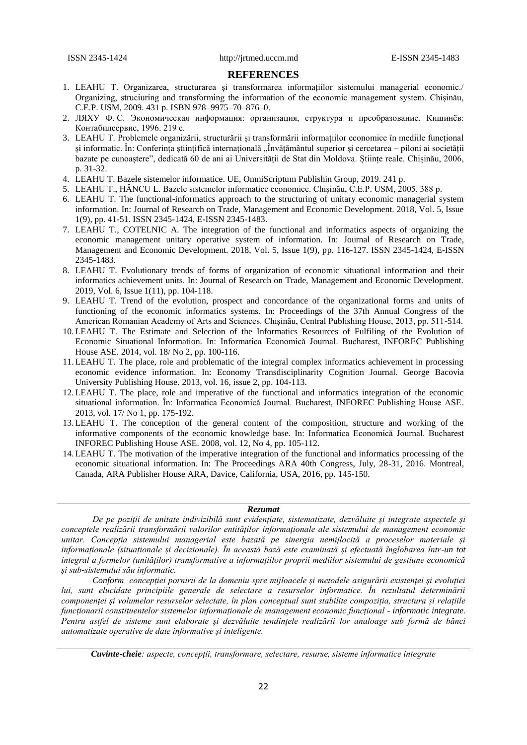## REFERENCES

1. LEAHU T. Organizarea, structurarea şi transformarea informaţiilor sistemului managerial economic./ Organizing, struciuring and transforming the information of the economic management system. Chişinău, C.E.P. USM, 2009. 431 p. ISBN 978–9975–70–876–0.
2. ЛЯХУ Ф. С. Экономическая информация: организация, структура и преобразование. Кишинёв: Контабилсервис, 1996. 219 с.
3. LEAHU T. Problemele organizării, structurării şi transformării informaţiilor economice în mediile funcţional şi informatic. În: Conferinţa ştiinţifică internaţională „Învăţământul superior şi cercetarea – piloni ai societăţii bazate pe cunoaştere", dedicată 60 de ani ai Universităţii de Stat din Moldova. Ştiinţe reale. Chişinău, 2006, p. 31-32.
4. LEAHU T. Bazele sistemelor informatice. UE, OmniScriptum Publishin Group, 2019. 241 p.
5. LEAHU T., HÂNCU L. Bazele sistemelor informatice economice. Chişinău, C.E.P. USM, 2005. 388 p.
6. LEAHU T. The functional-informatics approach to the structuring of unitary economic managerial system information. In: Journal of Research on Trade, Management and Economic Development. 2018, Vol. 5, Issue 1(9), pp. 41-51. ISSN 2345-1424, E-ISSN 2345-1483.
7. LEAHU T., COTELNIC A. The integration of the functional and informatics aspects of organizing the economic management unitary operative system of information. In: Journal of Research on Trade, Management and Economic Development. 2018, Vol. 5, Issue 1(9), pp. 116-127. ISSN 2345-1424, E-ISSN 2345-1483.
8. LEAHU T. Evolutionary trends of forms of organization of economic situational information and their informatics achievement units. In: Journal of Research on Trade, Management and Economic Development. 2019, Vol. 6, Issue 1(11), pp. 104-118.
9. LEAHU T. Trend of the evolution, prospect and concordance of the organizational forms and units of functioning of the economic informatics systems. In: Proceedings of the 37th Annual Congress of the American Romanian Academy of Arts and Sciences. Chişinău, Central Publishing House, 2013, pp. 511-514.
10. LEAHU T. The Estimate and Selection of the Informatics Resources of Fulfiling of the Evolution of Economic Situational Information. In: Informatica Economică Journal. Bucharest, INFOREC Publishing House ASE. 2014, vol. 18/ No 2, pp. 100-116.
11. LEAHU T. The place, role and problematic of the integral complex informatics achievement in processing economic evidence information. In: Economy Transdisciplinarity Cognition Journal. George Bacovia University Publishing House. 2013, vol. 16, issue 2, pp. 104-113.
12. LEAHU T. The place, role and imperative of the functional and informatics integration of the economic situational information. În: Informatica Economică Journal. Bucharest, INFOREC Publishing House ASE. 2013, vol. 17/ No 1, pp. 175-192.
13. LEAHU T. The conception of the general content of the composition, structure and working of the informative components of the economic knowledge base. In: Informatica Economică Journal. Bucharest INFOREC Publishing House ASE. 2008, vol. 12, No 4, pp. 105-112.
14. LEAHU T. The motivation of the imperative integration of the functional and informatics processing of the economic situational information. In: The Proceedings ARA 40th Congress, July, 28-31, 2016. Montreal, Canada, ARA Publisher House ARA, Davice, California, USA, 2016, pp. 145-150.

---

***Rezumat***

*De pe poziţii de unitate indivizibilă sunt evidenţiate, sistematizate, dezvăluite şi integrate aspectele şi conceptele realizării transformării valorilor entităţilor informaţionale ale sistemului de management economic unitar. Concepţia sistemului managerial este bazată pe sinergia nemijlocită a proceselor materiale şi informaţionale (situaţionale şi decizionale). În această bază este examinată şi efectuată înglobarea într-un tot integral a formelor (unităţilor) transformative a informaţiilor proprii mediilor sistemului de gestiune economică şi sub-sistemului său informatic.*

*Conform concepţiei pornirii de la domeniu spre mijloacele şi metodele asigurării existenţei şi evoluţiei lui, sunt elucidate principiile generale de selectare a resurselor informatice. În rezultatul determinării componenţei şi volumelor resurselor selectate, în plan conceptual sunt stabilite compoziţia, structura şi relaţiile funcţionarii constituentelor sistemelor informaţionale de management economic funcţional - informatic integrate. Pentru astfel de sisteme sunt elaborate şi dezvăluite tendinţele realizării lor analoage sub formă de bănci automatizate operative de date informative şi inteligente.*

***Cuvinte-cheie****: aspecte, concepţii, transformare, selectare, resurse, sisteme informatice integrate*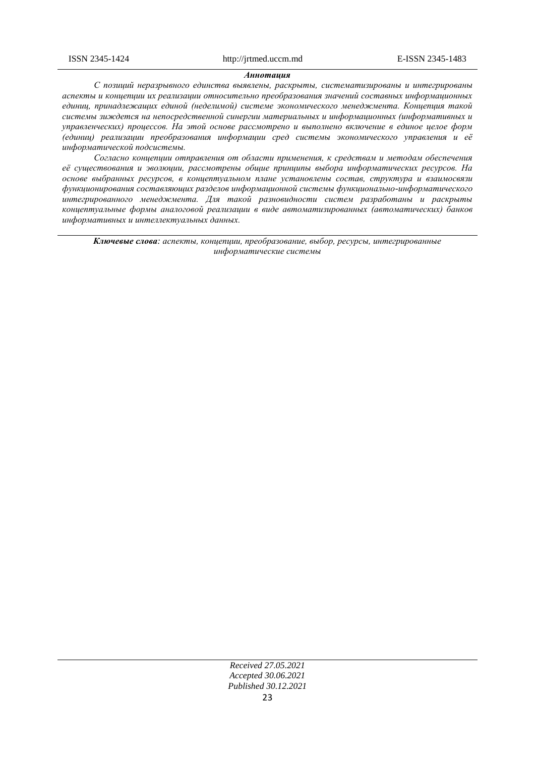***Аннотация***

*С позиций неразрывного единства выявлены, раскрыты, систематизированы и интегрированы аспекты и концепции их реализации относительно преобразования значений составных информационных единиц, принадлежащих единой (неделимой) системе экономического менеджмента. Концепция такой системы зиждется на непосредственной синергии материальных и информационных (информативных и управленческих) процессов. На этой основе рассмотрено и выполнено включение в единое целое форм (единиц) реализации преобразования информации сред системы экономического управления и её информатической подсистемы.*

*Согласно концепции отправления от области применения, к средствам и методам обеспечения её существования и эволюции, рассмотрены общие принципы выбора информатических ресурсов. На основе выбранных ресурсов, в концептуальном плане установлены состав, структура и взаимосвязи функционирования составляющих разделов информационной системы функционально-информатического интегрированного менеджмента. Для такой разновидности систем разработаны и раскрыты концептуальные формы аналоговой реализации в виде автоматизированных (автоматических) банков информативных и интеллектуальных данных.*

***Ключевые слова:*** *аспекты, концепции, преобразование, выбор, ресурсы, интегрированные информатические системы*

*Received 27.05.2021*
*Accepted 30.06.2021*
*Published 30.12.2021*